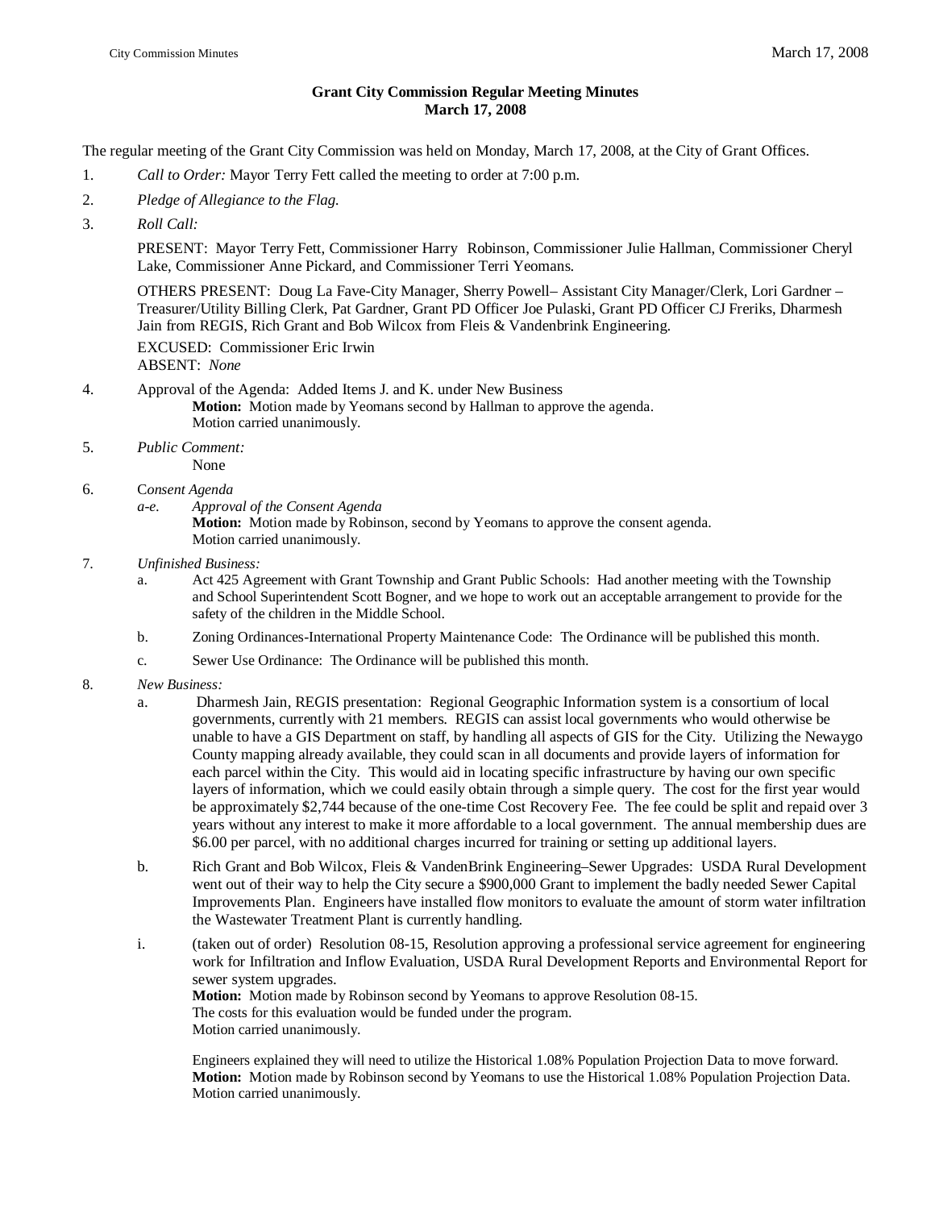# Grant City Commission Regular Meeting Minutes
## March 17, 2008

The regular meeting of the Grant City Commission was held on Monday, March 17, 2008, at the City of Grant Offices.

1. *Call to Order:* Mayor Terry Fett called the meeting to order at 7:00 p.m.

2. *Pledge of Allegiance to the Flag.*

3. *Roll Call:*

   PRESENT: Mayor Terry Fett, Commissioner Harry Robinson, Commissioner Julie Hallman, Commissioner Cheryl Lake, Commissioner Anne Pickard, and Commissioner Terri Yeomans.

   OTHERS PRESENT: Doug La Fave-City Manager, Sherry Powell– Assistant City Manager/Clerk, Lori Gardner – Treasurer/Utility Billing Clerk, Pat Gardner, Grant PD Officer Joe Pulaski, Grant PD Officer CJ Freriks, Dharmesh Jain from REGIS, Rich Grant and Bob Wilcox from Fleis & Vandenbrink Engineering.

   EXCUSED: Commissioner Eric Irwin
   ABSENT: *None*

4. Approval of the Agenda: Added Items J. and K. under New Business
   **Motion:** Motion made by Yeomans second by Hallman to approve the agenda.
   Motion carried unanimously.

5. *Public Comment:*
   None

6. C*onsent Agenda*
   *a-e.* *Approval of the Consent Agenda*
   **Motion:** Motion made by Robinson, second by Yeomans to approve the consent agenda.
   Motion carried unanimously.

7. *Unfinished Business:*
   a. Act 425 Agreement with Grant Township and Grant Public Schools: Had another meeting with the Township and School Superintendent Scott Bogner, and we hope to work out an acceptable arrangement to provide for the safety of the children in the Middle School.

   b. Zoning Ordinances-International Property Maintenance Code: The Ordinance will be published this month.

   c. Sewer Use Ordinance: The Ordinance will be published this month.

8. *New Business:*
   a. Dharmesh Jain, REGIS presentation: Regional Geographic Information system is a consortium of local governments, currently with 21 members. REGIS can assist local governments who would otherwise be unable to have a GIS Department on staff, by handling all aspects of GIS for the City. Utilizing the Newaygo County mapping already available, they could scan in all documents and provide layers of information for each parcel within the City. This would aid in locating specific infrastructure by having our own specific layers of information, which we could easily obtain through a simple query. The cost for the first year would be approximately $2,744 because of the one-time Cost Recovery Fee. The fee could be split and repaid over 3 years without any interest to make it more affordable to a local government. The annual membership dues are $6.00 per parcel, with no additional charges incurred for training or setting up additional layers.

   b. Rich Grant and Bob Wilcox, Fleis & VandenBrink Engineering–Sewer Upgrades: USDA Rural Development went out of their way to help the City secure a $900,000 Grant to implement the badly needed Sewer Capital Improvements Plan. Engineers have installed flow monitors to evaluate the amount of storm water infiltration the Wastewater Treatment Plant is currently handling.

   i. (taken out of order) Resolution 08-15, Resolution approving a professional service agreement for engineering work for Infiltration and Inflow Evaluation, USDA Rural Development Reports and Environmental Report for sewer system upgrades.
   **Motion:** Motion made by Robinson second by Yeomans to approve Resolution 08-15.
   The costs for this evaluation would be funded under the program.
   Motion carried unanimously.

   Engineers explained they will need to utilize the Historical 1.08% Population Projection Data to move forward.
   **Motion:** Motion made by Robinson second by Yeomans to use the Historical 1.08% Population Projection Data.
   Motion carried unanimously.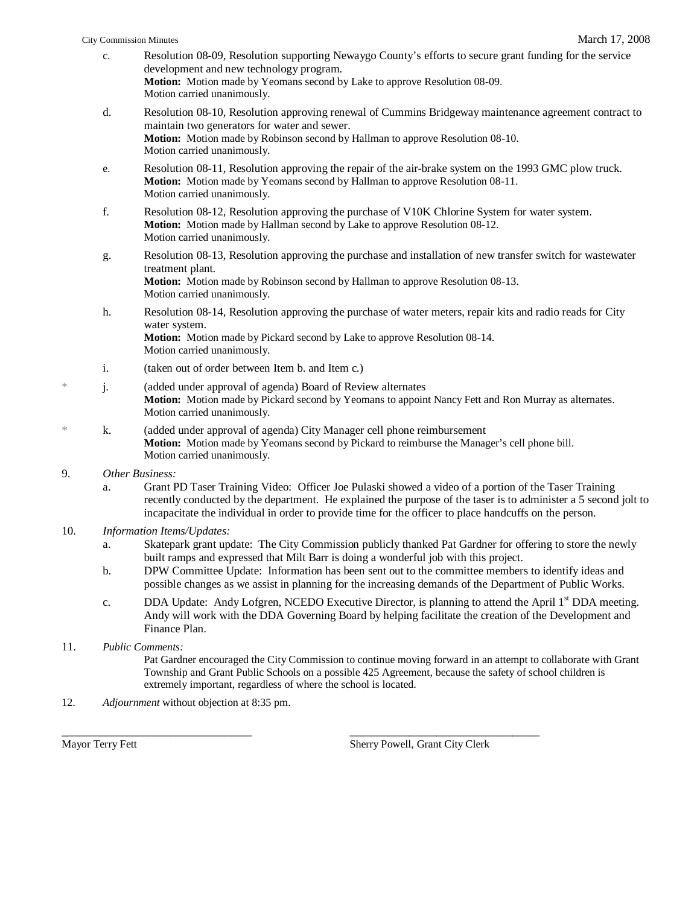c. Resolution 08-09, Resolution supporting Newaygo County's efforts to secure grant funding for the service development and new technology program.
**Motion:** Motion made by Yeomans second by Lake to approve Resolution 08-09.
Motion carried unanimously.

d. Resolution 08-10, Resolution approving renewal of Cummins Bridgeway maintenance agreement contract to maintain two generators for water and sewer.
**Motion:** Motion made by Robinson second by Hallman to approve Resolution 08-10.
Motion carried unanimously.

e. Resolution 08-11, Resolution approving the repair of the air-brake system on the 1993 GMC plow truck.
**Motion:** Motion made by Yeomans second by Hallman to approve Resolution 08-11.
Motion carried unanimously.

f. Resolution 08-12, Resolution approving the purchase of V10K Chlorine System for water system.
**Motion:** Motion made by Hallman second by Lake to approve Resolution 08-12.
Motion carried unanimously.

g. Resolution 08-13, Resolution approving the purchase and installation of new transfer switch for wastewater treatment plant.
**Motion:** Motion made by Robinson second by Hallman to approve Resolution 08-13.
Motion carried unanimously.

h. Resolution 08-14, Resolution approving the purchase of water meters, repair kits and radio reads for City water system.
**Motion:** Motion made by Pickard second by Lake to approve Resolution 08-14.
Motion carried unanimously.

i. (taken out of order between Item b. and Item c.)

\* j. (added under approval of agenda) Board of Review alternates
**Motion:** Motion made by Pickard second by Yeomans to appoint Nancy Fett and Ron Murray as alternates.
Motion carried unanimously.

\* k. (added under approval of agenda) City Manager cell phone reimbursement
**Motion:** Motion made by Yeomans second by Pickard to reimburse the Manager's cell phone bill.
Motion carried unanimously.

9. *Other Business:*
   a. Grant PD Taser Training Video: Officer Joe Pulaski showed a video of a portion of the Taser Training recently conducted by the department. He explained the purpose of the taser is to administer a 5 second jolt to incapacitate the individual in order to provide time for the officer to place handcuffs on the person.

10. *Information Items/Updates:*
    a. Skatepark grant update: The City Commission publicly thanked Pat Gardner for offering to store the newly built ramps and expressed that Milt Barr is doing a wonderful job with this project.
    b. DPW Committee Update: Information has been sent out to the committee members to identify ideas and possible changes as we assist in planning for the increasing demands of the Department of Public Works.
    c. DDA Update: Andy Lofgren, NCEDO Executive Director, is planning to attend the April 1st DDA meeting. Andy will work with the DDA Governing Board by helping facilitate the creation of the Development and Finance Plan.

11. *Public Comments:*
    Pat Gardner encouraged the City Commission to continue moving forward in an attempt to collaborate with Grant Township and Grant Public Schools on a possible 425 Agreement, because the safety of school children is extremely important, regardless of where the school is located.

12. *Adjournment* without objection at 8:35 pm.

\_\_\_\_\_\_\_\_\_\_\_\_\_\_\_\_\_\_\_\_\_\_\_\_\_\_\_\_\_\_\_\_\_\_\_\_
Mayor Terry Fett

\_\_\_\_\_\_\_\_\_\_\_\_\_\_\_\_\_\_\_\_\_\_\_\_\_\_\_\_\_\_\_\_\_\_\_\_
Sherry Powell, Grant City Clerk